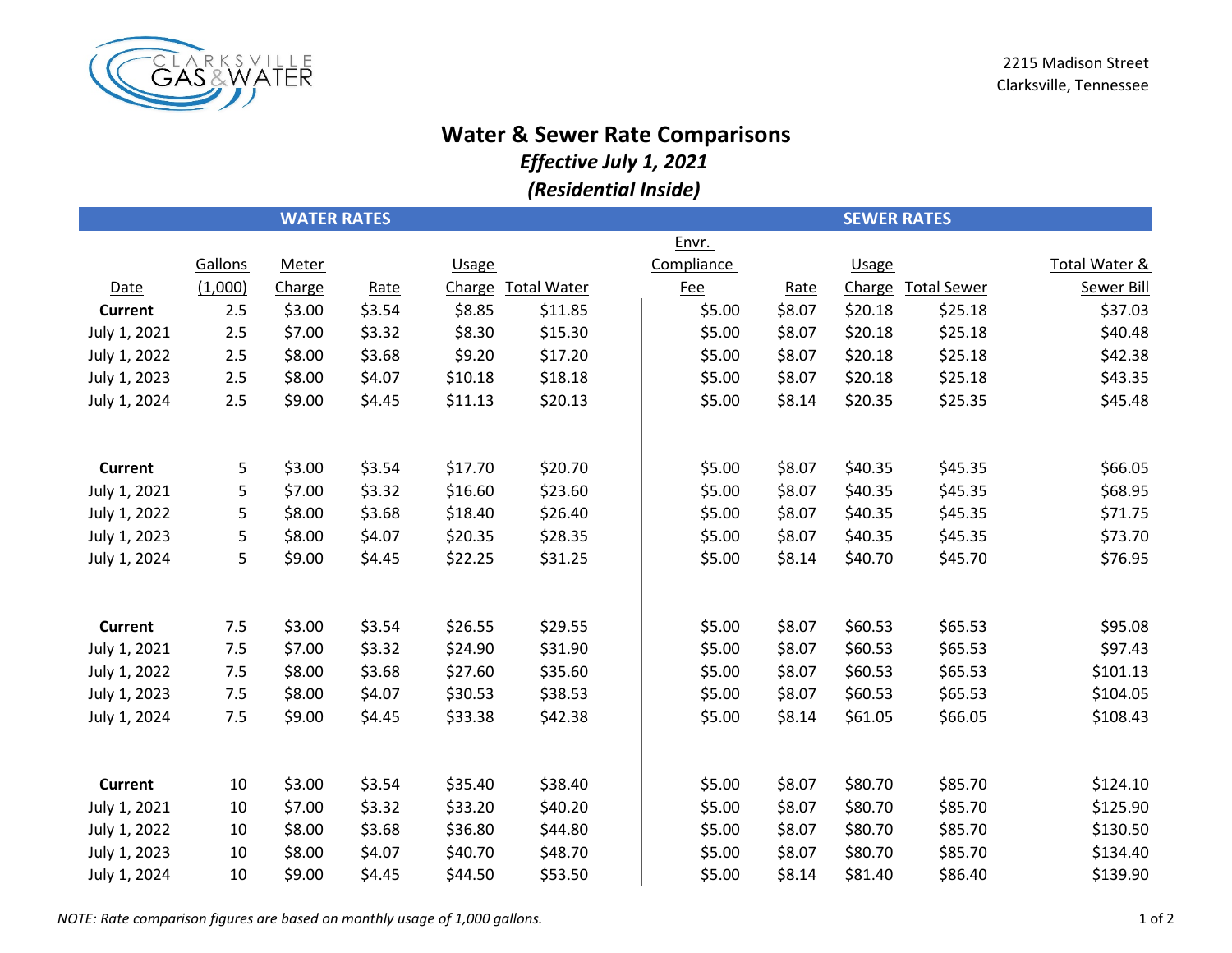CLARKSVILLE GAS & WATER

2215 Madison Street
Clarksville, Tennessee

# Water & Sewer Rate Comparisons

***Effective July 1, 2021***

***(Residential Inside)***

| WATER RATES | | | | | | SEWER RATES | | | | |
|---|---|---|---|---|---|---|---|---|---|---|
| Date | Gallons (1,000) | Meter Charge | Rate | Usage Charge | Total Water | Envr. Compliance Fee | Rate | Usage Charge | Total Sewer | Total Water & Sewer Bill |
| **Current** | 2.5 | $3.00 | $3.54 | $8.85 | $11.85 | $5.00 | $8.07 | $20.18 | $25.18 | $37.03 |
| July 1, 2021 | 2.5 | $7.00 | $3.32 | $8.30 | $15.30 | $5.00 | $8.07 | $20.18 | $25.18 | $40.48 |
| July 1, 2022 | 2.5 | $8.00 | $3.68 | $9.20 | $17.20 | $5.00 | $8.07 | $20.18 | $25.18 | $42.38 |
| July 1, 2023 | 2.5 | $8.00 | $4.07 | $10.18 | $18.18 | $5.00 | $8.07 | $20.18 | $25.18 | $43.35 |
| July 1, 2024 | 2.5 | $9.00 | $4.45 | $11.13 | $20.13 | $5.00 | $8.14 | $20.35 | $25.35 | $45.48 |
| | | | | | | | | | | |
| **Current** | 5 | $3.00 | $3.54 | $17.70 | $20.70 | $5.00 | $8.07 | $40.35 | $45.35 | $66.05 |
| July 1, 2021 | 5 | $7.00 | $3.32 | $16.60 | $23.60 | $5.00 | $8.07 | $40.35 | $45.35 | $68.95 |
| July 1, 2022 | 5 | $8.00 | $3.68 | $18.40 | $26.40 | $5.00 | $8.07 | $40.35 | $45.35 | $71.75 |
| July 1, 2023 | 5 | $8.00 | $4.07 | $20.35 | $28.35 | $5.00 | $8.07 | $40.35 | $45.35 | $73.70 |
| July 1, 2024 | 5 | $9.00 | $4.45 | $22.25 | $31.25 | $5.00 | $8.14 | $40.70 | $45.70 | $76.95 |
| | | | | | | | | | | |
| **Current** | 7.5 | $3.00 | $3.54 | $26.55 | $29.55 | $5.00 | $8.07 | $60.53 | $65.53 | $95.08 |
| July 1, 2021 | 7.5 | $7.00 | $3.32 | $24.90 | $31.90 | $5.00 | $8.07 | $60.53 | $65.53 | $97.43 |
| July 1, 2022 | 7.5 | $8.00 | $3.68 | $27.60 | $35.60 | $5.00 | $8.07 | $60.53 | $65.53 | $101.13 |
| July 1, 2023 | 7.5 | $8.00 | $4.07 | $30.53 | $38.53 | $5.00 | $8.07 | $60.53 | $65.53 | $104.05 |
| July 1, 2024 | 7.5 | $9.00 | $4.45 | $33.38 | $42.38 | $5.00 | $8.14 | $61.05 | $66.05 | $108.43 |
| | | | | | | | | | | |
| **Current** | 10 | $3.00 | $3.54 | $35.40 | $38.40 | $5.00 | $8.07 | $80.70 | $85.70 | $124.10 |
| July 1, 2021 | 10 | $7.00 | $3.32 | $33.20 | $40.20 | $5.00 | $8.07 | $80.70 | $85.70 | $125.90 |
| July 1, 2022 | 10 | $8.00 | $3.68 | $36.80 | $44.80 | $5.00 | $8.07 | $80.70 | $85.70 | $130.50 |
| July 1, 2023 | 10 | $8.00 | $4.07 | $40.70 | $48.70 | $5.00 | $8.07 | $80.70 | $85.70 | $134.40 |
| July 1, 2024 | 10 | $9.00 | $4.45 | $44.50 | $53.50 | $5.00 | $8.14 | $81.40 | $86.40 | $139.90 |

*NOTE: Rate comparison figures are based on monthly usage of 1,000 gallons.*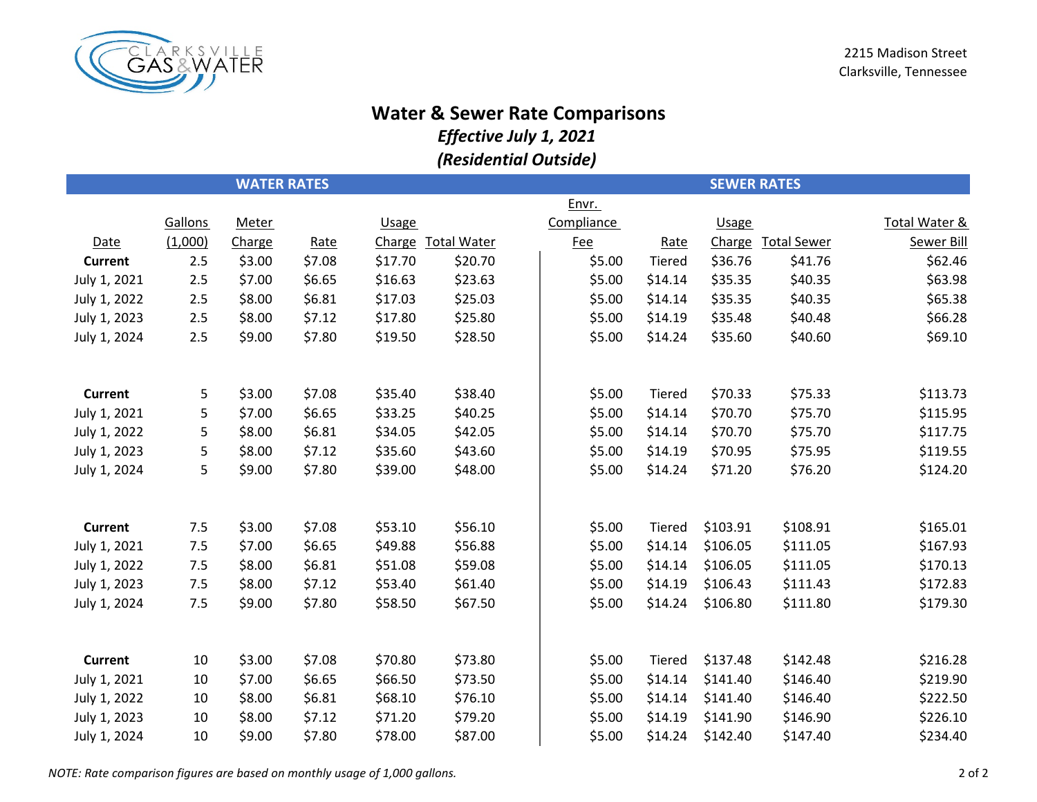CLARKSVILLE GAS & WATER

2215 Madison Street
Clarksville, Tennessee

# Water & Sewer Rate Comparisons

## *Effective July 1, 2021*

## *(Residential Outside)*

| WATER RATES | | | | | | SEWER RATES | | | | |
|---|---|---|---|---|---|---|---|---|---|---|
| Date | Gallons (1,000) | Meter Charge | Rate | Usage Charge | Total Water | Envr. Compliance Fee | Rate | Usage Charge | Total Sewer | Total Water & Sewer Bill |
| **Current** | 2.5 | $3.00 | $7.08 | $17.70 | $20.70 | $5.00 | Tiered | $36.76 | $41.76 | $62.46 |
| July 1, 2021 | 2.5 | $7.00 | $6.65 | $16.63 | $23.63 | $5.00 | $14.14 | $35.35 | $40.35 | $63.98 |
| July 1, 2022 | 2.5 | $8.00 | $6.81 | $17.03 | $25.03 | $5.00 | $14.14 | $35.35 | $40.35 | $65.38 |
| July 1, 2023 | 2.5 | $8.00 | $7.12 | $17.80 | $25.80 | $5.00 | $14.19 | $35.48 | $40.48 | $66.28 |
| July 1, 2024 | 2.5 | $9.00 | $7.80 | $19.50 | $28.50 | $5.00 | $14.24 | $35.60 | $40.60 | $69.10 |
| | | | | | | | | | | |
| **Current** | 5 | $3.00 | $7.08 | $35.40 | $38.40 | $5.00 | Tiered | $70.33 | $75.33 | $113.73 |
| July 1, 2021 | 5 | $7.00 | $6.65 | $33.25 | $40.25 | $5.00 | $14.14 | $70.70 | $75.70 | $115.95 |
| July 1, 2022 | 5 | $8.00 | $6.81 | $34.05 | $42.05 | $5.00 | $14.14 | $70.70 | $75.70 | $117.75 |
| July 1, 2023 | 5 | $8.00 | $7.12 | $35.60 | $43.60 | $5.00 | $14.19 | $70.95 | $75.95 | $119.55 |
| July 1, 2024 | 5 | $9.00 | $7.80 | $39.00 | $48.00 | $5.00 | $14.24 | $71.20 | $76.20 | $124.20 |
| | | | | | | | | | | |
| **Current** | 7.5 | $3.00 | $7.08 | $53.10 | $56.10 | $5.00 | Tiered | $103.91 | $108.91 | $165.01 |
| July 1, 2021 | 7.5 | $7.00 | $6.65 | $49.88 | $56.88 | $5.00 | $14.14 | $106.05 | $111.05 | $167.93 |
| July 1, 2022 | 7.5 | $8.00 | $6.81 | $51.08 | $59.08 | $5.00 | $14.14 | $106.05 | $111.05 | $170.13 |
| July 1, 2023 | 7.5 | $8.00 | $7.12 | $53.40 | $61.40 | $5.00 | $14.19 | $106.43 | $111.43 | $172.83 |
| July 1, 2024 | 7.5 | $9.00 | $7.80 | $58.50 | $67.50 | $5.00 | $14.24 | $106.80 | $111.80 | $179.30 |
| | | | | | | | | | | |
| **Current** | 10 | $3.00 | $7.08 | $70.80 | $73.80 | $5.00 | Tiered | $137.48 | $142.48 | $216.28 |
| July 1, 2021 | 10 | $7.00 | $6.65 | $66.50 | $73.50 | $5.00 | $14.14 | $141.40 | $146.40 | $219.90 |
| July 1, 2022 | 10 | $8.00 | $6.81 | $68.10 | $76.10 | $5.00 | $14.14 | $141.40 | $146.40 | $222.50 |
| July 1, 2023 | 10 | $8.00 | $7.12 | $71.20 | $79.20 | $5.00 | $14.19 | $141.90 | $146.90 | $226.10 |
| July 1, 2024 | 10 | $9.00 | $7.80 | $78.00 | $87.00 | $5.00 | $14.24 | $142.40 | $147.40 | $234.40 |

*NOTE: Rate comparison figures are based on monthly usage of 1,000 gallons.*